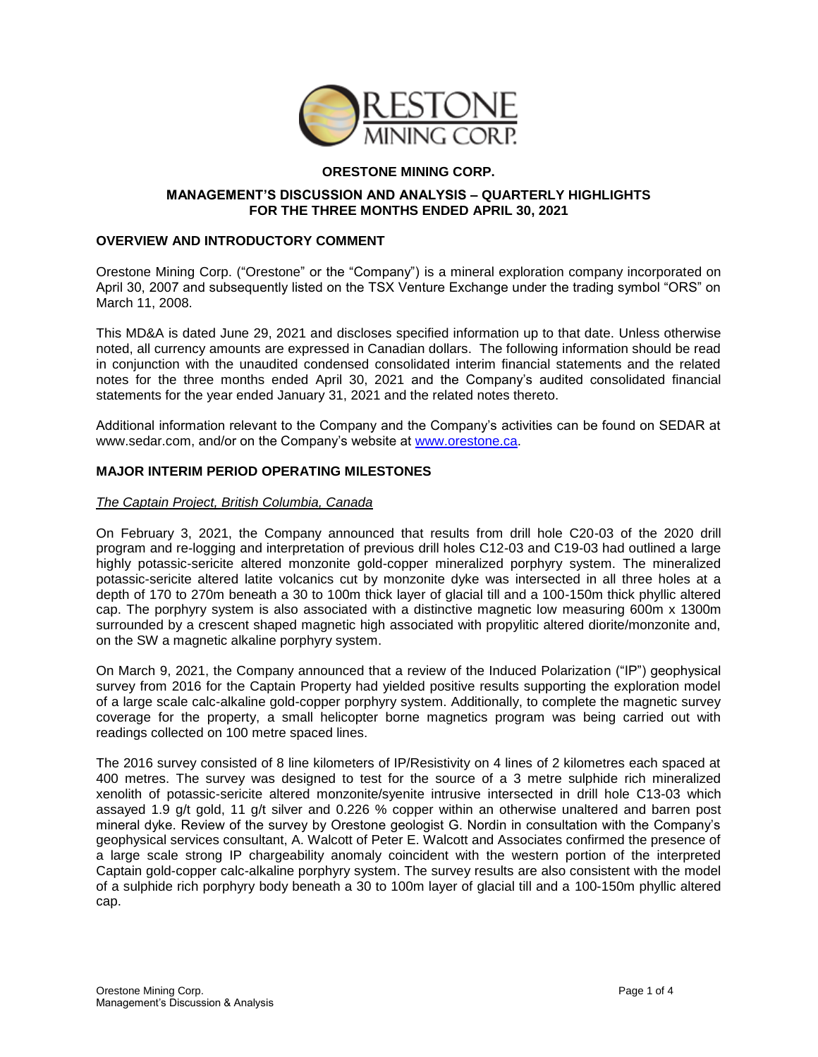# ORESTONE MINING CORP.

## MANAGEMENT'S DISCUSSION AND ANALYSIS – QUARTERLY HIGHLIGHTS FOR THE THREE MONTHS ENDED APRIL 30, 2021

### OVERVIEW AND INTRODUCTORY COMMENT

Orestone Mining Corp. ("Orestone" or the "Company") is a mineral exploration company incorporated on April 30, 2007 and subsequently listed on the TSX Venture Exchange under the trading symbol "ORS" on March 11, 2008.

This MD&A is dated June 29, 2021 and discloses specified information up to that date. Unless otherwise noted, all currency amounts are expressed in Canadian dollars. The following information should be read in conjunction with the unaudited condensed consolidated interim financial statements and the related notes for the three months ended April 30, 2021 and the Company's audited consolidated financial statements for the year ended January 31, 2021 and the related notes thereto.

Additional information relevant to the Company and the Company's activities can be found on SEDAR at www.sedar.com, and/or on the Company's website at www.orestone.ca.

### MAJOR INTERIM PERIOD OPERATING MILESTONES

*The Captain Project, British Columbia, Canada*

On February 3, 2021, the Company announced that results from drill hole C20-03 of the 2020 drill program and re-logging and interpretation of previous drill holes C12-03 and C19-03 had outlined a large highly potassic-sericite altered monzonite gold-copper mineralized porphyry system. The mineralized potassic-sericite altered latite volcanics cut by monzonite dyke was intersected in all three holes at a depth of 170 to 270m beneath a 30 to 100m thick layer of glacial till and a 100-150m thick phyllic altered cap. The porphyry system is also associated with a distinctive magnetic low measuring 600m x 1300m surrounded by a crescent shaped magnetic high associated with propylitic altered diorite/monzonite and, on the SW a magnetic alkaline porphyry system.

On March 9, 2021, the Company announced that a review of the Induced Polarization ("IP") geophysical survey from 2016 for the Captain Property had yielded positive results supporting the exploration model of a large scale calc-alkaline gold-copper porphyry system. Additionally, to complete the magnetic survey coverage for the property, a small helicopter borne magnetics program was being carried out with readings collected on 100 metre spaced lines.

The 2016 survey consisted of 8 line kilometers of IP/Resistivity on 4 lines of 2 kilometres each spaced at 400 metres. The survey was designed to test for the source of a 3 metre sulphide rich mineralized xenolith of potassic-sericite altered monzonite/syenite intrusive intersected in drill hole C13-03 which assayed 1.9 g/t gold, 11 g/t silver and 0.226 % copper within an otherwise unaltered and barren post mineral dyke. Review of the survey by Orestone geologist G. Nordin in consultation with the Company's geophysical services consultant, A. Walcott of Peter E. Walcott and Associates confirmed the presence of a large scale strong IP chargeability anomaly coincident with the western portion of the interpreted Captain gold-copper calc-alkaline porphyry system. The survey results are also consistent with the model of a sulphide rich porphyry body beneath a 30 to 100m layer of glacial till and a 100-150m phyllic altered cap.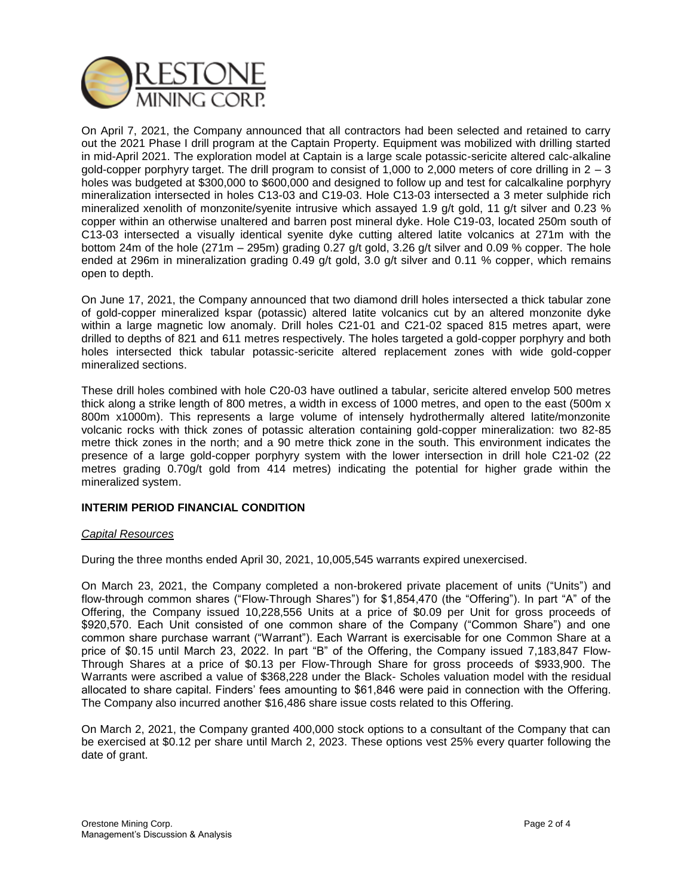On April 7, 2021, the Company announced that all contractors had been selected and retained to carry out the 2021 Phase I drill program at the Captain Property. Equipment was mobilized with drilling started in mid-April 2021. The exploration model at Captain is a large scale potassic-sericite altered calc-alkaline gold-copper porphyry target. The drill program to consist of 1,000 to 2,000 meters of core drilling in 2 – 3 holes was budgeted at $300,000 to $600,000 and designed to follow up and test for calcalkaline porphyry mineralization intersected in holes C13-03 and C19-03. Hole C13-03 intersected a 3 meter sulphide rich mineralized xenolith of monzonite/syenite intrusive which assayed 1.9 g/t gold, 11 g/t silver and 0.23 % copper within an otherwise unaltered and barren post mineral dyke. Hole C19-03, located 250m south of C13-03 intersected a visually identical syenite dyke cutting altered latite volcanics at 271m with the bottom 24m of the hole (271m – 295m) grading 0.27 g/t gold, 3.26 g/t silver and 0.09 % copper. The hole ended at 296m in mineralization grading 0.49 g/t gold, 3.0 g/t silver and 0.11 % copper, which remains open to depth.

On June 17, 2021, the Company announced that two diamond drill holes intersected a thick tabular zone of gold-copper mineralized kspar (potassic) altered latite volcanics cut by an altered monzonite dyke within a large magnetic low anomaly. Drill holes C21-01 and C21-02 spaced 815 metres apart, were drilled to depths of 821 and 611 metres respectively. The holes targeted a gold-copper porphyry and both holes intersected thick tabular potassic-sericite altered replacement zones with wide gold-copper mineralized sections.

These drill holes combined with hole C20-03 have outlined a tabular, sericite altered envelop 500 metres thick along a strike length of 800 metres, a width in excess of 1000 metres, and open to the east (500m x 800m x1000m). This represents a large volume of intensely hydrothermally altered latite/monzonite volcanic rocks with thick zones of potassic alteration containing gold-copper mineralization: two 82-85 metre thick zones in the north; and a 90 metre thick zone in the south. This environment indicates the presence of a large gold-copper porphyry system with the lower intersection in drill hole C21-02 (22 metres grading 0.70g/t gold from 414 metres) indicating the potential for higher grade within the mineralized system.

## INTERIM PERIOD FINANCIAL CONDITION

### *Capital Resources*

During the three months ended April 30, 2021, 10,005,545 warrants expired unexercised.

On March 23, 2021, the Company completed a non-brokered private placement of units ("Units") and flow-through common shares ("Flow-Through Shares") for $1,854,470 (the "Offering"). In part "A" of the Offering, the Company issued 10,228,556 Units at a price of $0.09 per Unit for gross proceeds of $920,570. Each Unit consisted of one common share of the Company ("Common Share") and one common share purchase warrant ("Warrant"). Each Warrant is exercisable for one Common Share at a price of $0.15 until March 23, 2022. In part "B" of the Offering, the Company issued 7,183,847 Flow-Through Shares at a price of $0.13 per Flow-Through Share for gross proceeds of $933,900. The Warrants were ascribed a value of $368,228 under the Black- Scholes valuation model with the residual allocated to share capital. Finders' fees amounting to $61,846 were paid in connection with the Offering. The Company also incurred another $16,486 share issue costs related to this Offering.

On March 2, 2021, the Company granted 400,000 stock options to a consultant of the Company that can be exercised at $0.12 per share until March 2, 2023. These options vest 25% every quarter following the date of grant.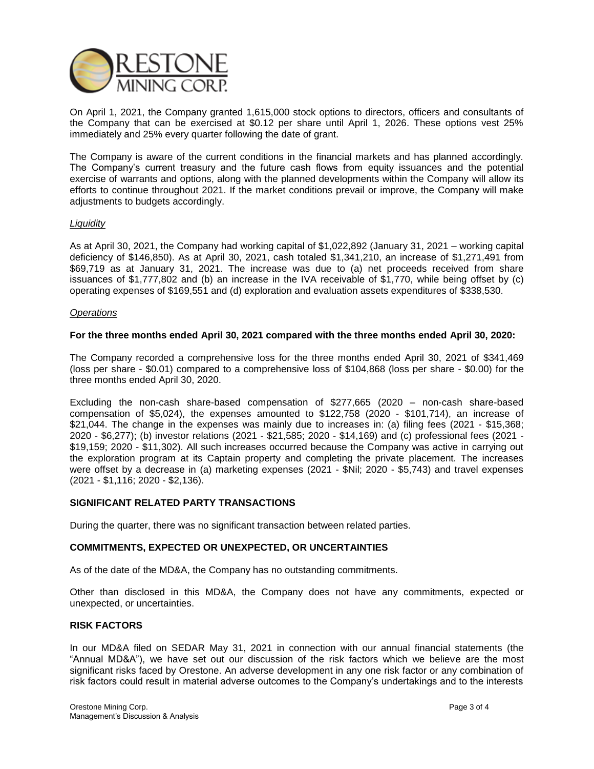On April 1, 2021, the Company granted 1,615,000 stock options to directors, officers and consultants of the Company that can be exercised at $0.12 per share until April 1, 2026. These options vest 25% immediately and 25% every quarter following the date of grant.

The Company is aware of the current conditions in the financial markets and has planned accordingly. The Company's current treasury and the future cash flows from equity issuances and the potential exercise of warrants and options, along with the planned developments within the Company will allow its efforts to continue throughout 2021. If the market conditions prevail or improve, the Company will make adjustments to budgets accordingly.

*Liquidity*

As at April 30, 2021, the Company had working capital of $1,022,892 (January 31, 2021 – working capital deficiency of $146,850). As at April 30, 2021, cash totaled $1,341,210, an increase of $1,271,491 from $69,719 as at January 31, 2021. The increase was due to (a) net proceeds received from share issuances of $1,777,802 and (b) an increase in the IVA receivable of $1,770, while being offset by (c) operating expenses of $169,551 and (d) exploration and evaluation assets expenditures of $338,530.

*Operations*

**For the three months ended April 30, 2021 compared with the three months ended April 30, 2020:**

The Company recorded a comprehensive loss for the three months ended April 30, 2021 of $341,469 (loss per share - $0.01) compared to a comprehensive loss of $104,868 (loss per share - $0.00) for the three months ended April 30, 2020.

Excluding the non-cash share-based compensation of $277,665 (2020 – non-cash share-based compensation of $5,024), the expenses amounted to $122,758 (2020 - $101,714), an increase of $21,044. The change in the expenses was mainly due to increases in: (a) filing fees (2021 - $15,368; 2020 - $6,277); (b) investor relations (2021 - $21,585; 2020 - $14,169) and (c) professional fees (2021 - $19,159; 2020 - $11,302). All such increases occurred because the Company was active in carrying out the exploration program at its Captain property and completing the private placement. The increases were offset by a decrease in (a) marketing expenses (2021 - $Nil; 2020 - $5,743) and travel expenses (2021 - $1,116; 2020 - $2,136).

## SIGNIFICANT RELATED PARTY TRANSACTIONS

During the quarter, there was no significant transaction between related parties.

## COMMITMENTS, EXPECTED OR UNEXPECTED, OR UNCERTAINTIES

As of the date of the MD&A, the Company has no outstanding commitments.

Other than disclosed in this MD&A, the Company does not have any commitments, expected or unexpected, or uncertainties.

## RISK FACTORS

In our MD&A filed on SEDAR May 31, 2021 in connection with our annual financial statements (the "Annual MD&A"), we have set out our discussion of the risk factors which we believe are the most significant risks faced by Orestone. An adverse development in any one risk factor or any combination of risk factors could result in material adverse outcomes to the Company's undertakings and to the interests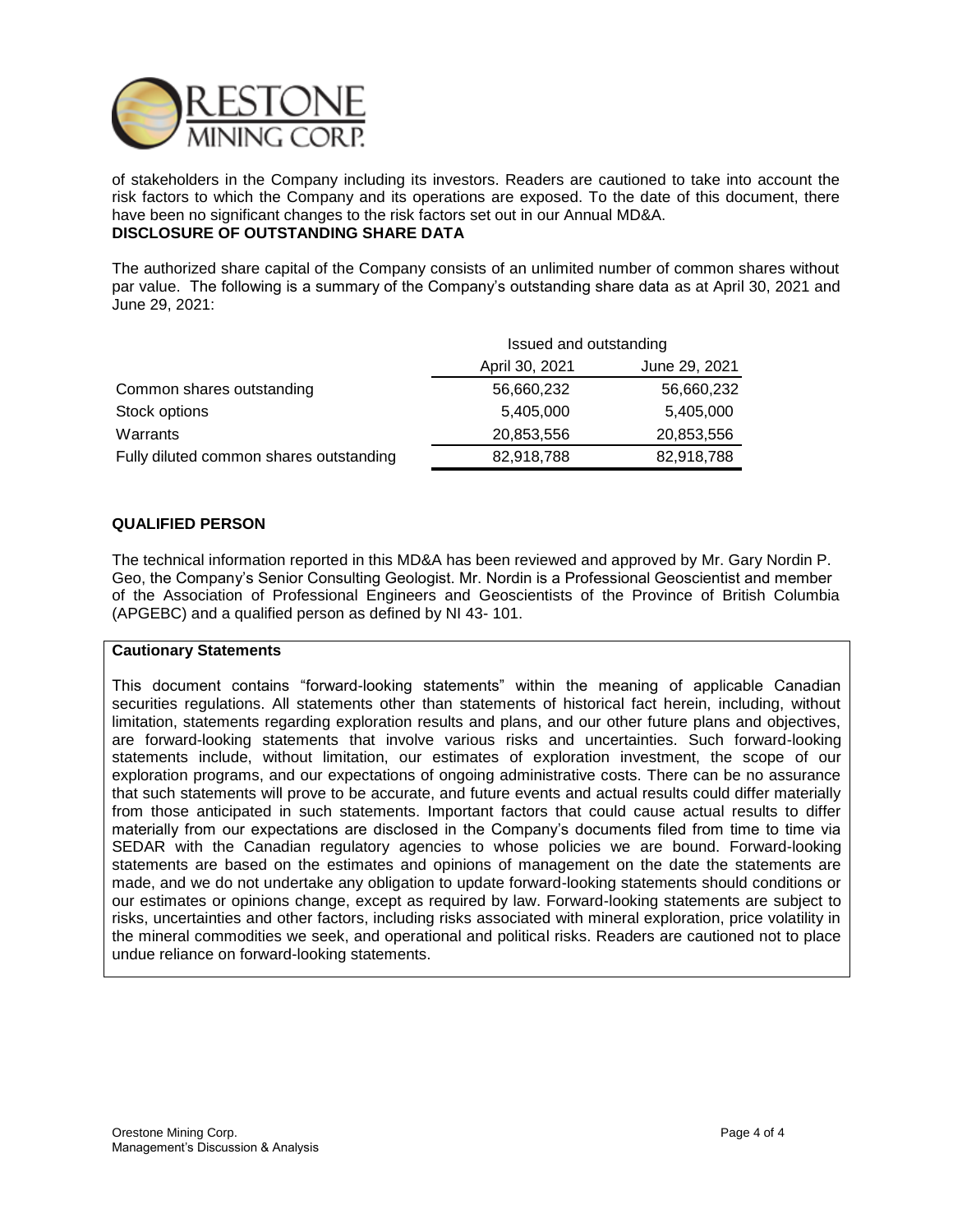of stakeholders in the Company including its investors. Readers are cautioned to take into account the risk factors to which the Company and its operations are exposed. To the date of this document, there have been no significant changes to the risk factors set out in our Annual MD&A.

## DISCLOSURE OF OUTSTANDING SHARE DATA

The authorized share capital of the Company consists of an unlimited number of common shares without par value. The following is a summary of the Company's outstanding share data as at April 30, 2021 and June 29, 2021:

| | Issued and outstanding | |
|---|---|---|
| | April 30, 2021 | June 29, 2021 |
| Common shares outstanding | 56,660,232 | 56,660,232 |
| Stock options | 5,405,000 | 5,405,000 |
| Warrants | 20,853,556 | 20,853,556 |
| Fully diluted common shares outstanding | 82,918,788 | 82,918,788 |

## QUALIFIED PERSON

The technical information reported in this MD&A has been reviewed and approved by Mr. Gary Nordin P. Geo, the Company's Senior Consulting Geologist. Mr. Nordin is a Professional Geoscientist and member of the Association of Professional Engineers and Geoscientists of the Province of British Columbia (APGEBC) and a qualified person as defined by NI 43- 101.

**Cautionary Statements**

This document contains "forward-looking statements" within the meaning of applicable Canadian securities regulations. All statements other than statements of historical fact herein, including, without limitation, statements regarding exploration results and plans, and our other future plans and objectives, are forward-looking statements that involve various risks and uncertainties. Such forward-looking statements include, without limitation, our estimates of exploration investment, the scope of our exploration programs, and our expectations of ongoing administrative costs. There can be no assurance that such statements will prove to be accurate, and future events and actual results could differ materially from those anticipated in such statements. Important factors that could cause actual results to differ materially from our expectations are disclosed in the Company's documents filed from time to time via SEDAR with the Canadian regulatory agencies to whose policies we are bound. Forward-looking statements are based on the estimates and opinions of management on the date the statements are made, and we do not undertake any obligation to update forward-looking statements should conditions or our estimates or opinions change, except as required by law. Forward-looking statements are subject to risks, uncertainties and other factors, including risks associated with mineral exploration, price volatility in the mineral commodities we seek, and operational and political risks. Readers are cautioned not to place undue reliance on forward-looking statements.